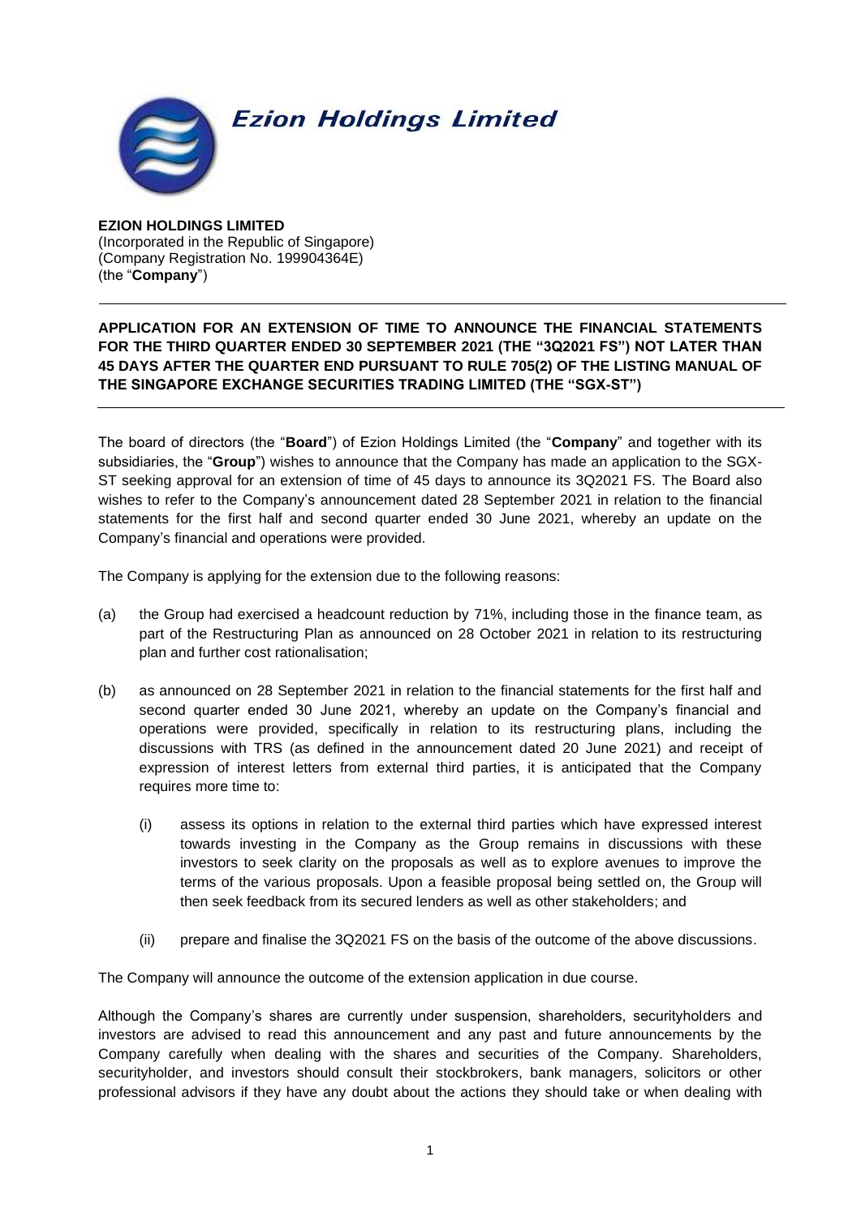**Ezion Holdings Limited**

**EZION HOLDINGS LIMITED**
(Incorporated in the Republic of Singapore)
(Company Registration No. 199904364E)
(the "**Company**")

---

**APPLICATION FOR AN EXTENSION OF TIME TO ANNOUNCE THE FINANCIAL STATEMENTS FOR THE THIRD QUARTER ENDED 30 SEPTEMBER 2021 (THE "3Q2021 FS") NOT LATER THAN 45 DAYS AFTER THE QUARTER END PURSUANT TO RULE 705(2) OF THE LISTING MANUAL OF THE SINGAPORE EXCHANGE SECURITIES TRADING LIMITED (THE "SGX-ST")**

---

The board of directors (the "**Board**") of Ezion Holdings Limited (the "**Company**" and together with its subsidiaries, the "**Group**") wishes to announce that the Company has made an application to the SGX-ST seeking approval for an extension of time of 45 days to announce its 3Q2021 FS. The Board also wishes to refer to the Company's announcement dated 28 September 2021 in relation to the financial statements for the first half and second quarter ended 30 June 2021, whereby an update on the Company's financial and operations were provided.

The Company is applying for the extension due to the following reasons:

(a) the Group had exercised a headcount reduction by 71%, including those in the finance team, as part of the Restructuring Plan as announced on 28 October 2021 in relation to its restructuring plan and further cost rationalisation;

(b) as announced on 28 September 2021 in relation to the financial statements for the first half and second quarter ended 30 June 2021, whereby an update on the Company's financial and operations were provided, specifically in relation to its restructuring plans, including the discussions with TRS (as defined in the announcement dated 20 June 2021) and receipt of expression of interest letters from external third parties, it is anticipated that the Company requires more time to:

   (i) assess its options in relation to the external third parties which have expressed interest towards investing in the Company as the Group remains in discussions with these investors to seek clarity on the proposals as well as to explore avenues to improve the terms of the various proposals. Upon a feasible proposal being settled on, the Group will then seek feedback from its secured lenders as well as other stakeholders; and

   (ii) prepare and finalise the 3Q2021 FS on the basis of the outcome of the above discussions.

The Company will announce the outcome of the extension application in due course.

Although the Company's shares are currently under suspension, shareholders, securityholders and investors are advised to read this announcement and any past and future announcements by the Company carefully when dealing with the shares and securities of the Company. Shareholders, securityholder, and investors should consult their stockbrokers, bank managers, solicitors or other professional advisors if they have any doubt about the actions they should take or when dealing with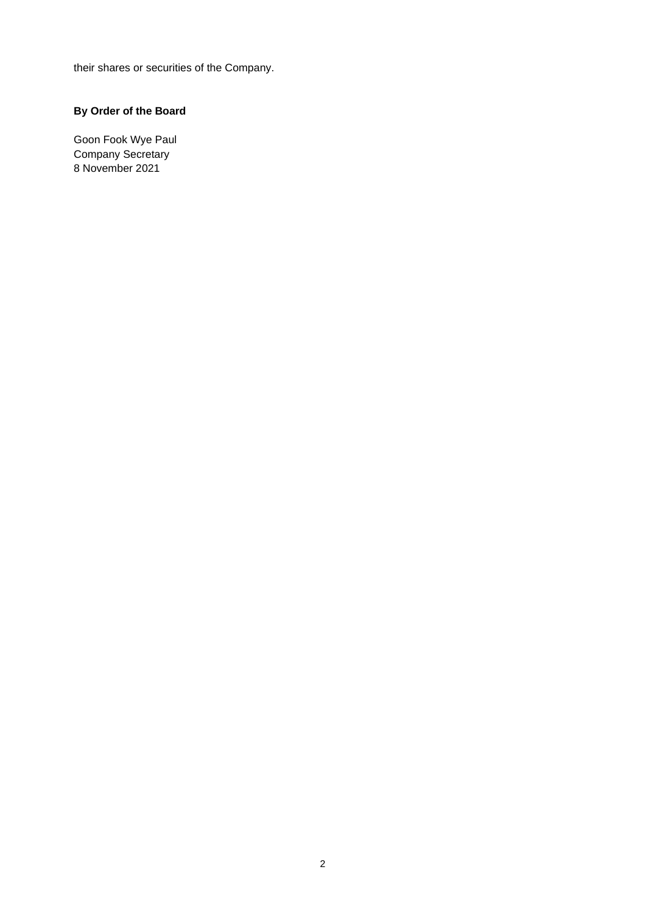their shares or securities of the Company.

**By Order of the Board**

Goon Fook Wye Paul
Company Secretary
8 November 2021